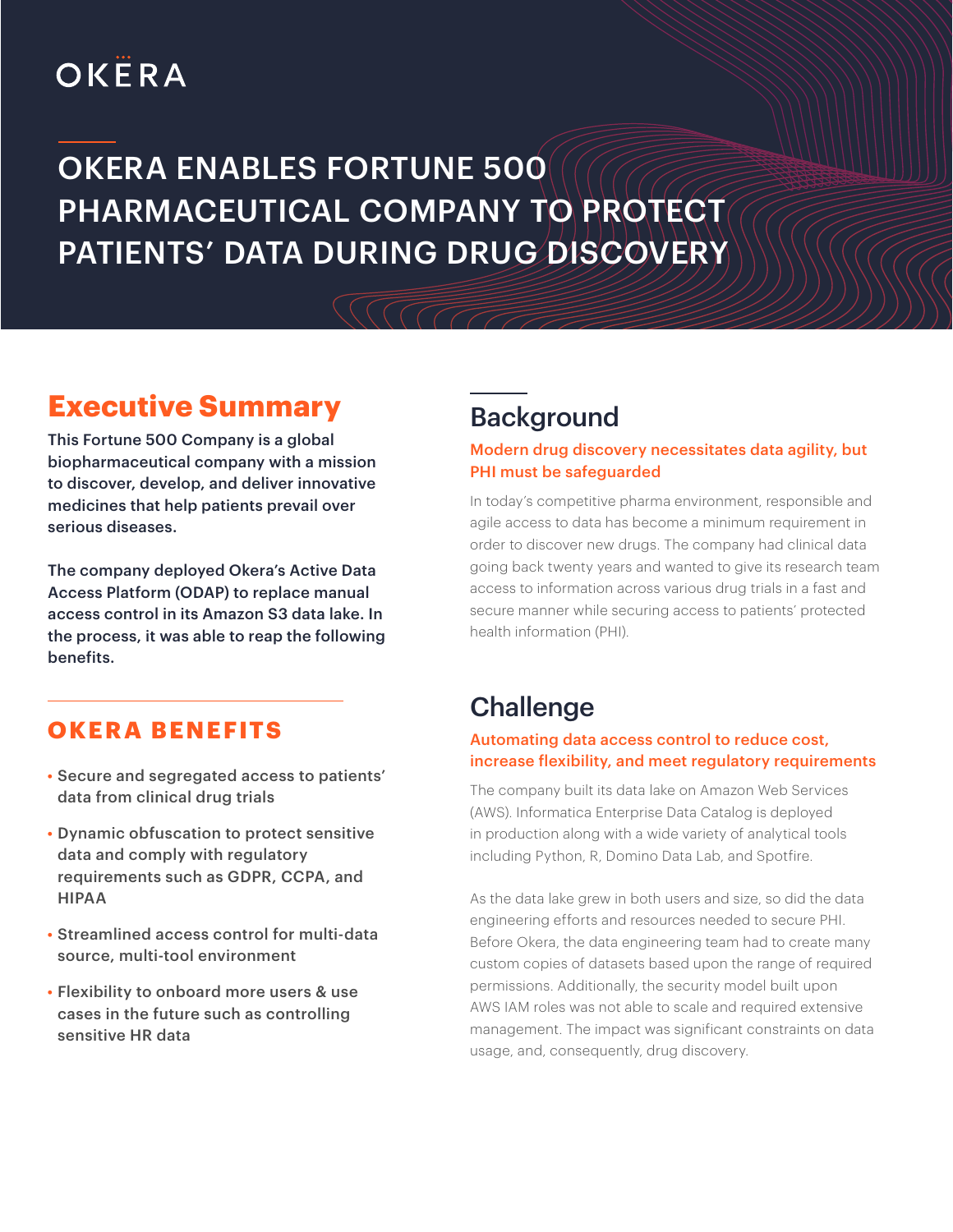OKERA

# OKERA ENABLES FORTUNE 500 PHARMACEUTICAL COMPANY TO PROTECT PATIENTS' DATA DURING DRUG DISCOVERY

## Executive Summary

**This Fortune 500 Company is a global biopharmaceutical company with a mission to discover, develop, and deliver innovative medicines that help patients prevail over serious diseases.**

**The company deployed Okera's Active Data Access Platform (ODAP) to replace manual access control in its Amazon S3 data lake. In the process, it was able to reap the following benefits.**

### OKERA BENEFITS

- Secure and segregated access to patients' data from clinical drug trials
- Dynamic obfuscation to protect sensitive data and comply with regulatory requirements such as GDPR, CCPA, and HIPAA
- Streamlined access control for multi-data source, multi-tool environment
- Flexibility to onboard more users & use cases in the future such as controlling sensitive HR data

## Background

### Modern drug discovery necessitates data agility, but PHI must be safeguarded

In today's competitive pharma environment, responsible and agile access to data has become a minimum requirement in order to discover new drugs. The company had clinical data going back twenty years and wanted to give its research team access to information across various drug trials in a fast and secure manner while securing access to patients' protected health information (PHI).

## Challenge

### Automating data access control to reduce cost, increase flexibility, and meet regulatory requirements

The company built its data lake on Amazon Web Services (AWS). Informatica Enterprise Data Catalog is deployed in production along with a wide variety of analytical tools including Python, R, Domino Data Lab, and Spotfire.

As the data lake grew in both users and size, so did the data engineering efforts and resources needed to secure PHI. Before Okera, the data engineering team had to create many custom copies of datasets based upon the range of required permissions. Additionally, the security model built upon AWS IAM roles was not able to scale and required extensive management. The impact was significant constraints on data usage, and, consequently, drug discovery.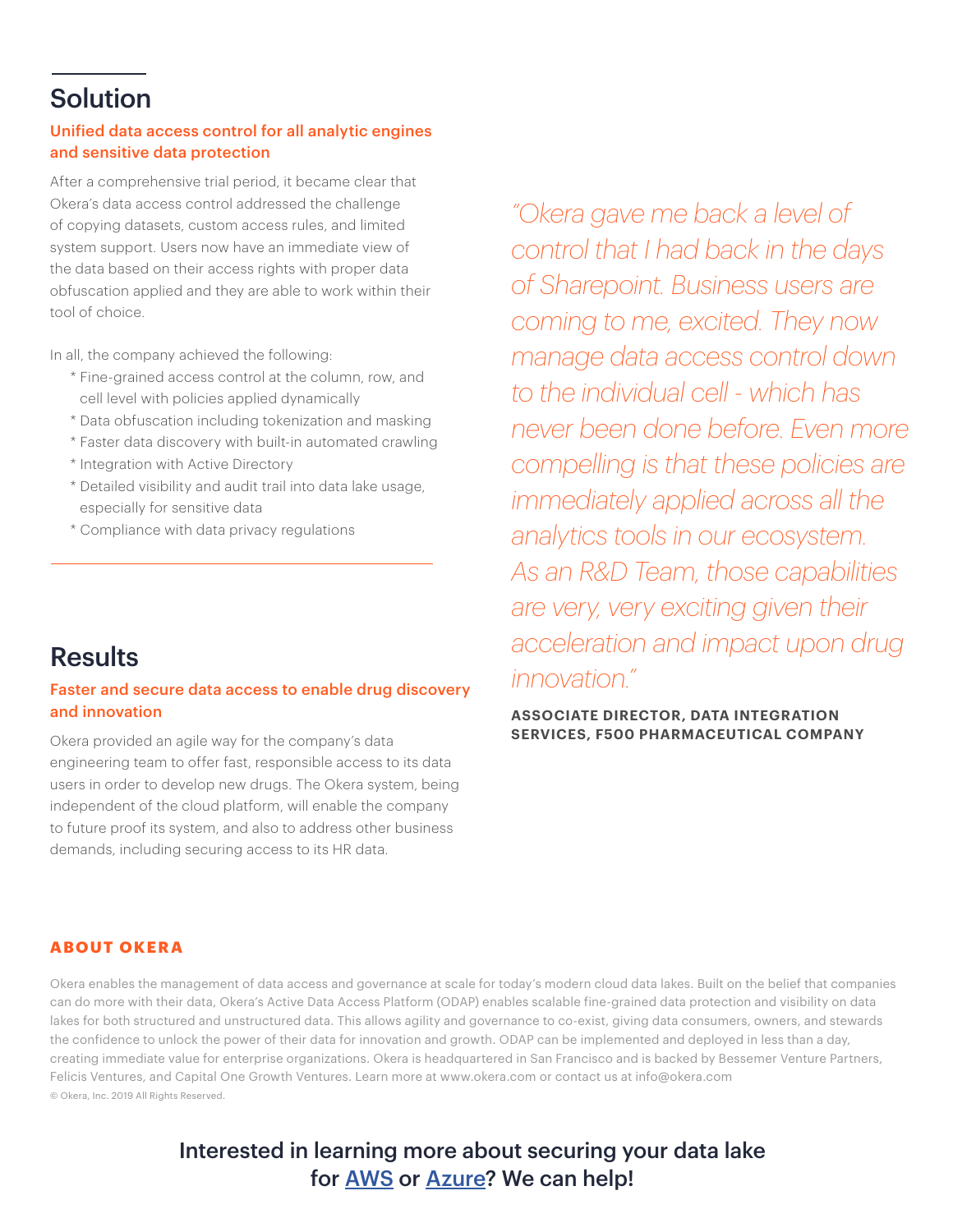## Solution

**Unified data access control for all analytic engines and sensitive data protection**

After a comprehensive trial period, it became clear that Okera's data access control addressed the challenge of copying datasets, custom access rules, and limited system support. Users now have an immediate view of the data based on their access rights with proper data obfuscation applied and they are able to work within their tool of choice.

In all, the company achieved the following:

* Fine-grained access control at the column, row, and cell level with policies applied dynamically
* Data obfuscation including tokenization and masking
* Faster data discovery with built-in automated crawling
* Integration with Active Directory
* Detailed visibility and audit trail into data lake usage, especially for sensitive data
* Compliance with data privacy regulations

*"Okera gave me back a level of control that I had back in the days of Sharepoint. Business users are coming to me, excited. They now manage data access control down to the individual cell - which has never been done before. Even more compelling is that these policies are immediately applied across all the analytics tools in our ecosystem. As an R&D Team, those capabilities are very, very exciting given their acceleration and impact upon drug innovation."*

**ASSOCIATE DIRECTOR, DATA INTEGRATION SERVICES, F500 PHARMACEUTICAL COMPANY**

## Results

**Faster and secure data access to enable drug discovery and innovation**

Okera provided an agile way for the company's data engineering team to offer fast, responsible access to its data users in order to develop new drugs. The Okera system, being independent of the cloud platform, will enable the company to future proof its system, and also to address other business demands, including securing access to its HR data.

**ABOUT OKERA**

Okera enables the management of data access and governance at scale for today's modern cloud data lakes. Built on the belief that companies can do more with their data, Okera's Active Data Access Platform (ODAP) enables scalable fine-grained data protection and visibility on data lakes for both structured and unstructured data. This allows agility and governance to co-exist, giving data consumers, owners, and stewards the confidence to unlock the power of their data for innovation and growth. ODAP can be implemented and deployed in less than a day, creating immediate value for enterprise organizations. Okera is headquartered in San Francisco and is backed by Bessemer Venture Partners, Felicis Ventures, and Capital One Growth Ventures. Learn more at www.okera.com or contact us at info@okera.com

© Okera, Inc. 2019 All Rights Reserved.

**Interested in learning more about securing your data lake for AWS or Azure? We can help!**